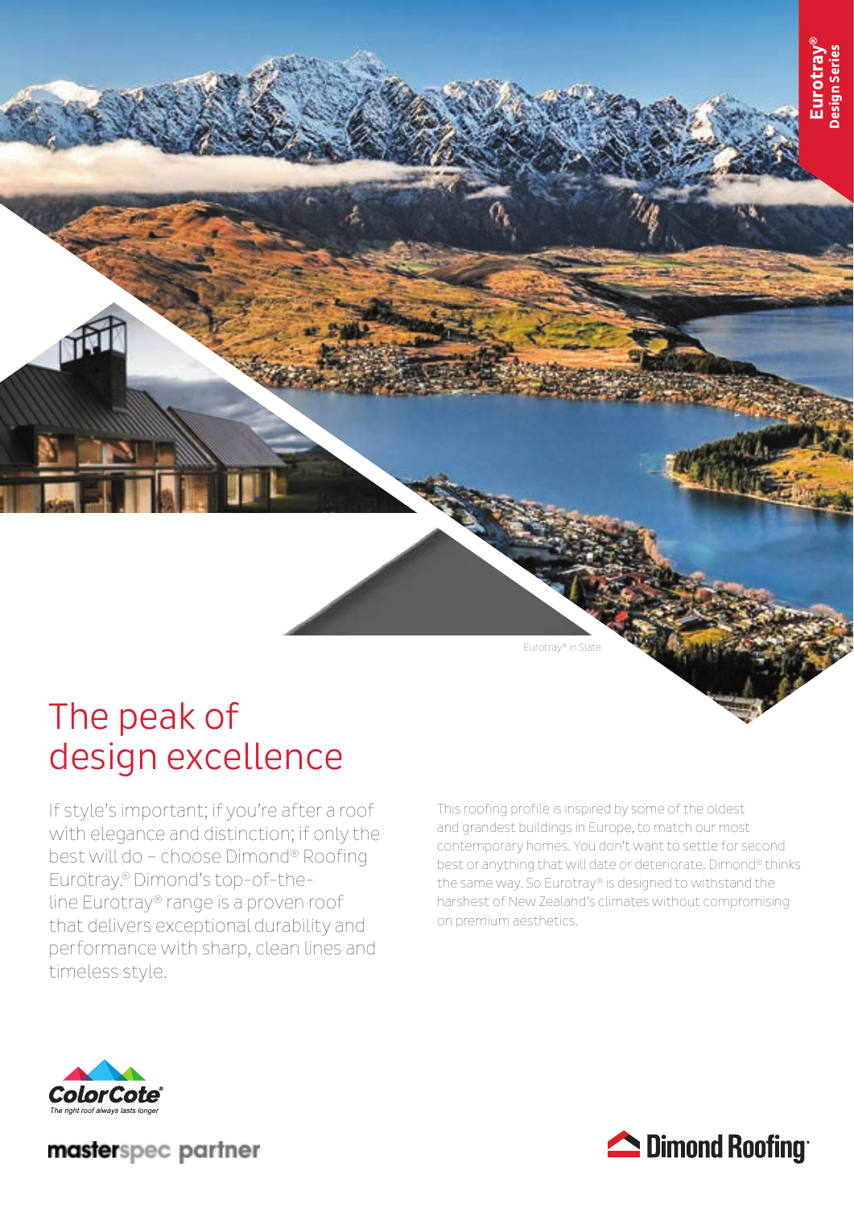Eurotray®
Design Series

Eurotray® in Slate

# The peak of design excellence

If style's important; if you're after a roof with elegance and distinction; if only the best will do – choose Dimond® Roofing Eurotray.® Dimond's top-of-the-line Eurotray® range is a proven roof that delivers exceptional durability and performance with sharp, clean lines and timeless style.

This roofing profile is inspired by some of the oldest and grandest buildings in Europe, to match our most contemporary homes. You don't want to settle for second best or anything that will date or deteriorate. Dimond® thinks the same way. So Eurotray® is designed to withstand the harshest of New Zealand's climates without compromising on premium aesthetics.

ColorCote®
*The right roof always lasts longer*

masterspec partner

Dimond Roofing®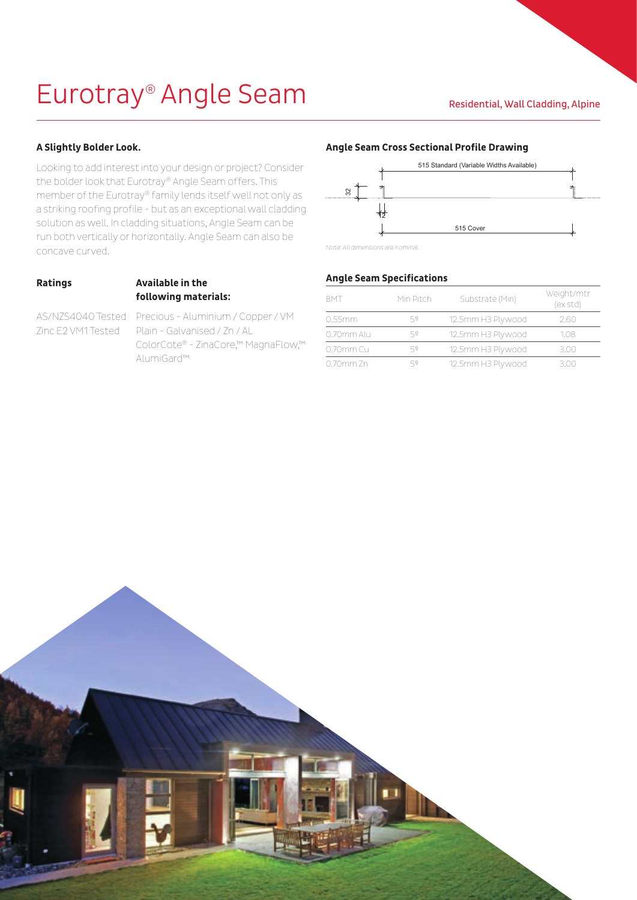# Eurotray® Angle Seam

Residential, Wall Cladding, Alpine

### A Slightly Bolder Look.

Looking to add interest into your design or project? Consider the bolder look that Eurotray® Angle Seam offers. This member of the Eurotray® family lends itself well not only as a striking roofing profile - but as an exceptional wall cladding solution as well. In cladding situations, Angle Seam can be run both vertically or horizontally. Angle Seam can also be concave curved.

### Ratings

AS/NZS4040 Tested
Zinc E2 VM1 Tested

### Available in the following materials:

Precious - Aluminium / Copper / VM
Plain - Galvanised / Zn / AL
ColorCote® - ZinaCore,™ MagnaFlow,™ AlumiGard™

### Angle Seam Cross Sectional Profile Drawing

515 Standard (Variable Widths Available)

32

12

515 Cover

Note: All dimensions are nominal.

### Angle Seam Specifications

| BMT | Min Pitch | Substrate (Min) | Weight/mtr (ex std) |
|---|---|---|---|
| 0.55mm | 5º | 12.5mm H3 Plywood | 2.60 |
| 0.70mm Alu | 5º | 12.5mm H3 Plywood | 1.08 |
| 0.70mm Cu | 5º | 12.5mm H3 Plywood | 3.00 |
| 0.70mm Zn | 5º | 12.5mm H3 Plywood | 3.00 |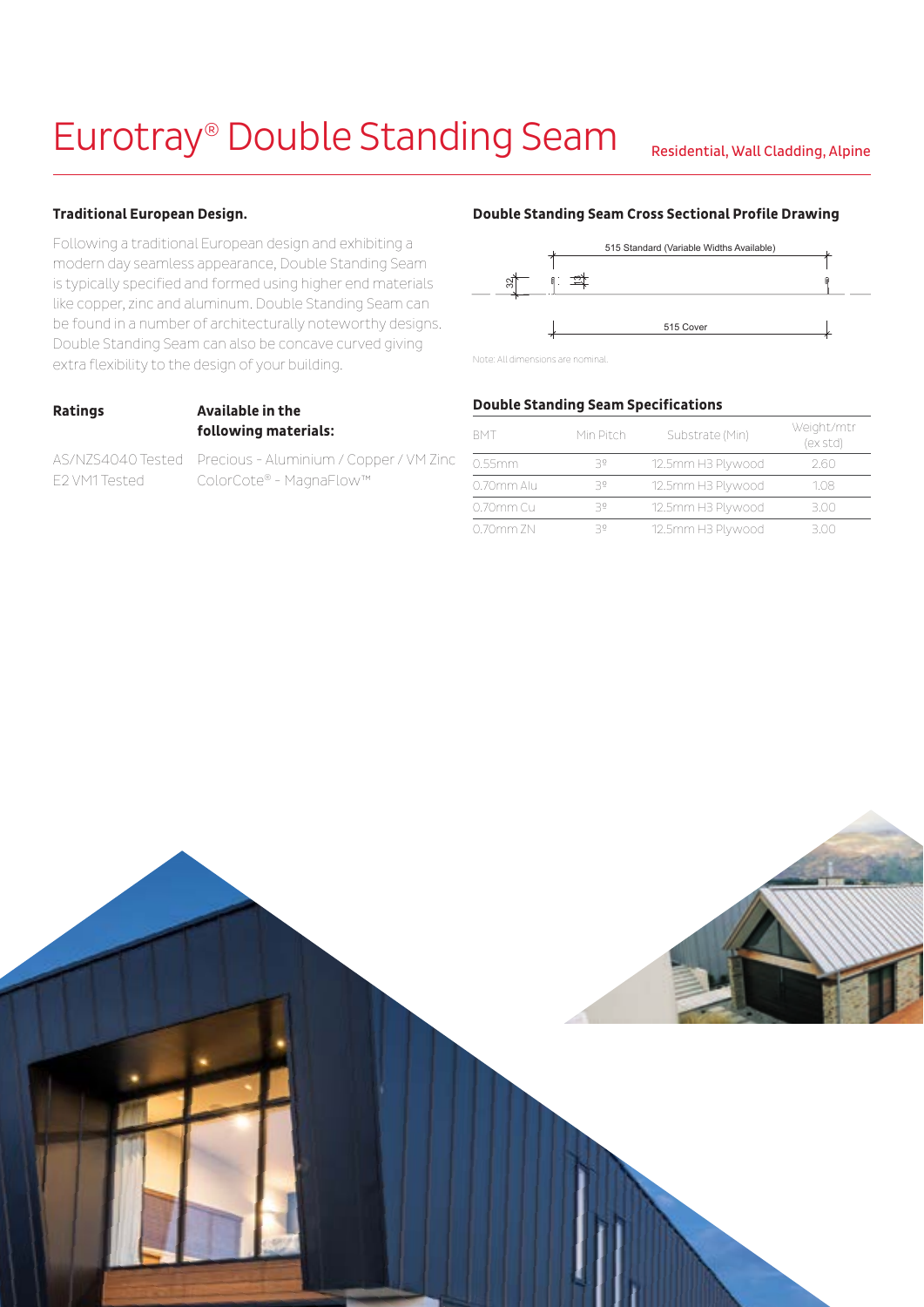# Eurotray® Double Standing Seam

Residential, Wall Cladding, Alpine

### Traditional European Design.

Following a traditional European design and exhibiting a modern day seamless appearance, Double Standing Seam is typically specified and formed using higher end materials like copper, zinc and aluminum. Double Standing Seam can be found in a number of architecturally noteworthy designs. Double Standing Seam can also be concave curved giving extra flexibility to the design of your building.

### Ratings

AS/NZS4040 Tested
E2 VM1 Tested

### Available in the following materials:

Precious - Aluminium / Copper / VM Zinc
ColorCote® - MagnaFlow™

### Double Standing Seam Cross Sectional Profile Drawing

515 Standard (Variable Widths Available)

32

515 Cover

Note: All dimensions are nominal.

### Double Standing Seam Specifications

| BMT | Min Pitch | Substrate (Min) | Weight/mtr (ex std) |
|---|---|---|---|
| 0.55mm | 3º | 12.5mm H3 Plywood | 2.60 |
| 0.70mm Alu | 3º | 12.5mm H3 Plywood | 1.08 |
| 0.70mm Cu | 3º | 12.5mm H3 Plywood | 3.00 |
| 0.70mm ZN | 3º | 12.5mm H3 Plywood | 3.00 |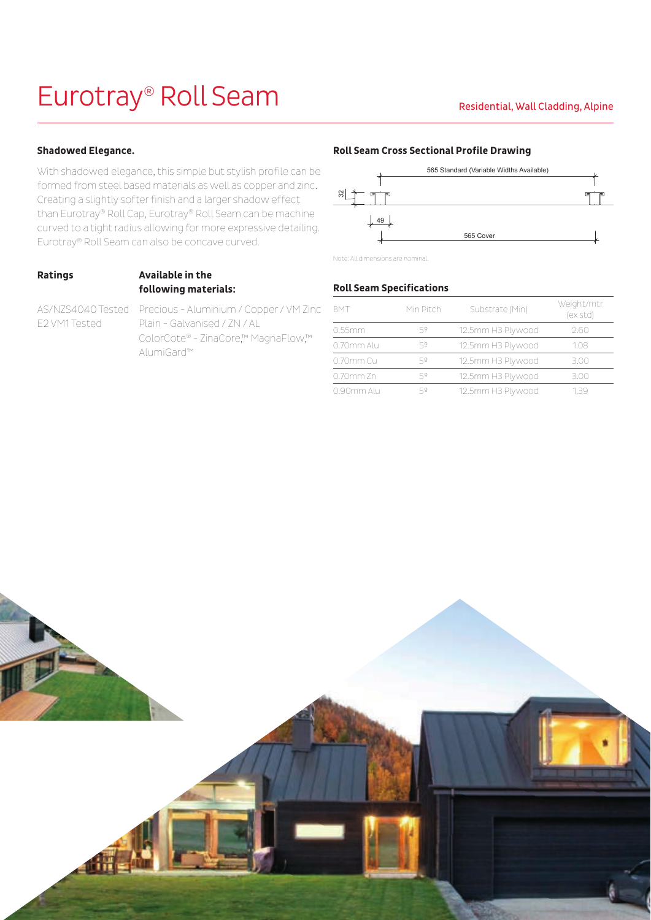# Eurotray® Roll Seam

Residential, Wall Cladding, Alpine

### Shadowed Elegance.

With shadowed elegance, this simple but stylish profile can be formed from steel based materials as well as copper and zinc. Creating a slightly softer finish and a larger shadow effect than Eurotray® Roll Cap, Eurotray® Roll Seam can be machine curved to a tight radius allowing for more expressive detailing. Eurotray® Roll Seam can also be concave curved.

### Ratings

AS/NZS4040 Tested
E2 VM1 Tested

### Available in the following materials:

Precious - Aluminium / Copper / VM Zinc
Plain - Galvanised / ZN / AL
ColorCote® - ZinaCore,™ MagnaFlow,™ AlumiGard™

### Roll Seam Cross Sectional Profile Drawing

565 Standard (Variable Widths Available)

32

49

565 Cover

Note: All dimensions are nominal.

### Roll Seam Specifications

| BMT | Min Pitch | Substrate (Min) | Weight/mtr (ex std) |
|---|---|---|---|
| 0.55mm | 5º | 12.5mm H3 Plywood | 2.60 |
| 0.70mm Alu | 5º | 12.5mm H3 Plywood | 1.08 |
| 0.70mm Cu | 5º | 12.5mm H3 Plywood | 3.00 |
| 0.70mm Zn | 5º | 12.5mm H3 Plywood | 3.00 |
| 0.90mm Alu | 5º | 12.5mm H3 Plywood | 1.39 |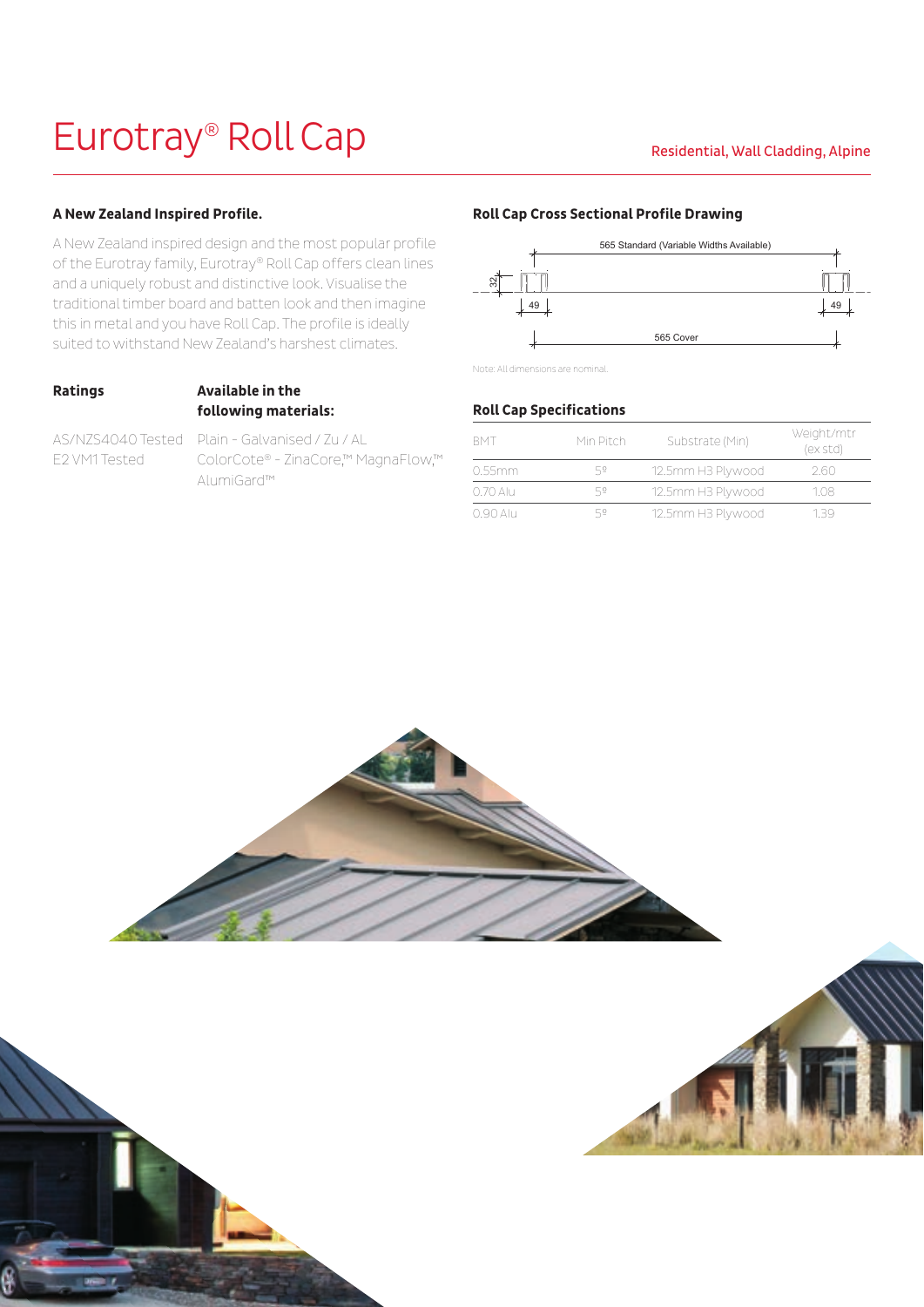# Eurotray® Roll Cap

Residential, Wall Cladding, Alpine

## A New Zealand Inspired Profile.

A New Zealand inspired design and the most popular profile of the Eurotray family, Eurotray® Roll Cap offers clean lines and a uniquely robust and distinctive look. Visualise the traditional timber board and batten look and then imagine this in metal and you have Roll Cap. The profile is ideally suited to withstand New Zealand's harshest climates.

**Ratings**

AS/NZS4040 Tested
E2 VM1 Tested

**Available in the following materials:**

Plain - Galvanised / Zu / AL
ColorCote® - ZinaCore,™ MagnaFlow,™ AlumiGard™

## Roll Cap Cross Sectional Profile Drawing

565 Standard (Variable Widths Available)

32

49

49

565 Cover

Note: All dimensions are nominal.

## Roll Cap Specifications

| BMT | Min Pitch | Substrate (Min) | Weight/mtr (ex std) |
|---|---|---|---|
| 0.55mm | 5º | 12.5mm H3 Plywood | 2.60 |
| 0.70 Alu | 5º | 12.5mm H3 Plywood | 1.08 |
| 0.90 Alu | 5º | 12.5mm H3 Plywood | 1.39 |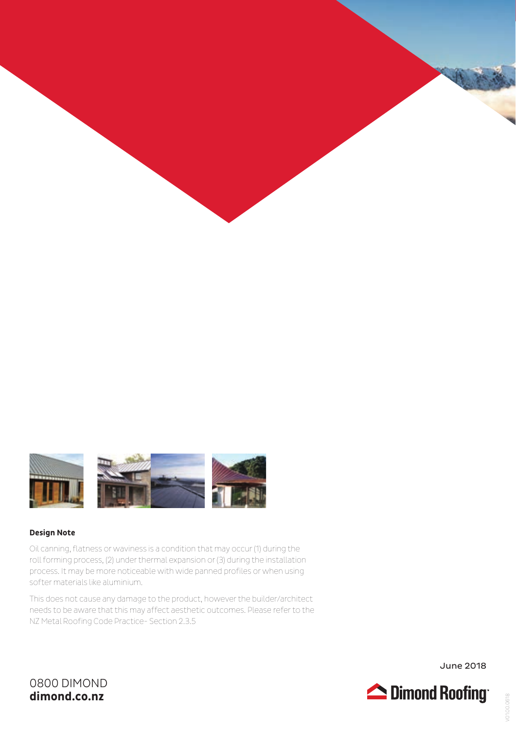**Design Note**

Oil canning, flatness or waviness is a condition that may occur (1) during the roll forming process, (2) under thermal expansion or (3) during the installation process. It may be more noticeable with wide panned profiles or when using softer materials like aluminium.

This does not cause any damage to the product, however the builder/architect needs to be aware that this may affect aesthetic outcomes. Please refer to the NZ Metal Roofing Code Practice- Section 2.3.5

June 2018

0800 DIMOND
**dimond.co.nz**

Dimond Roofing

V0100.0618